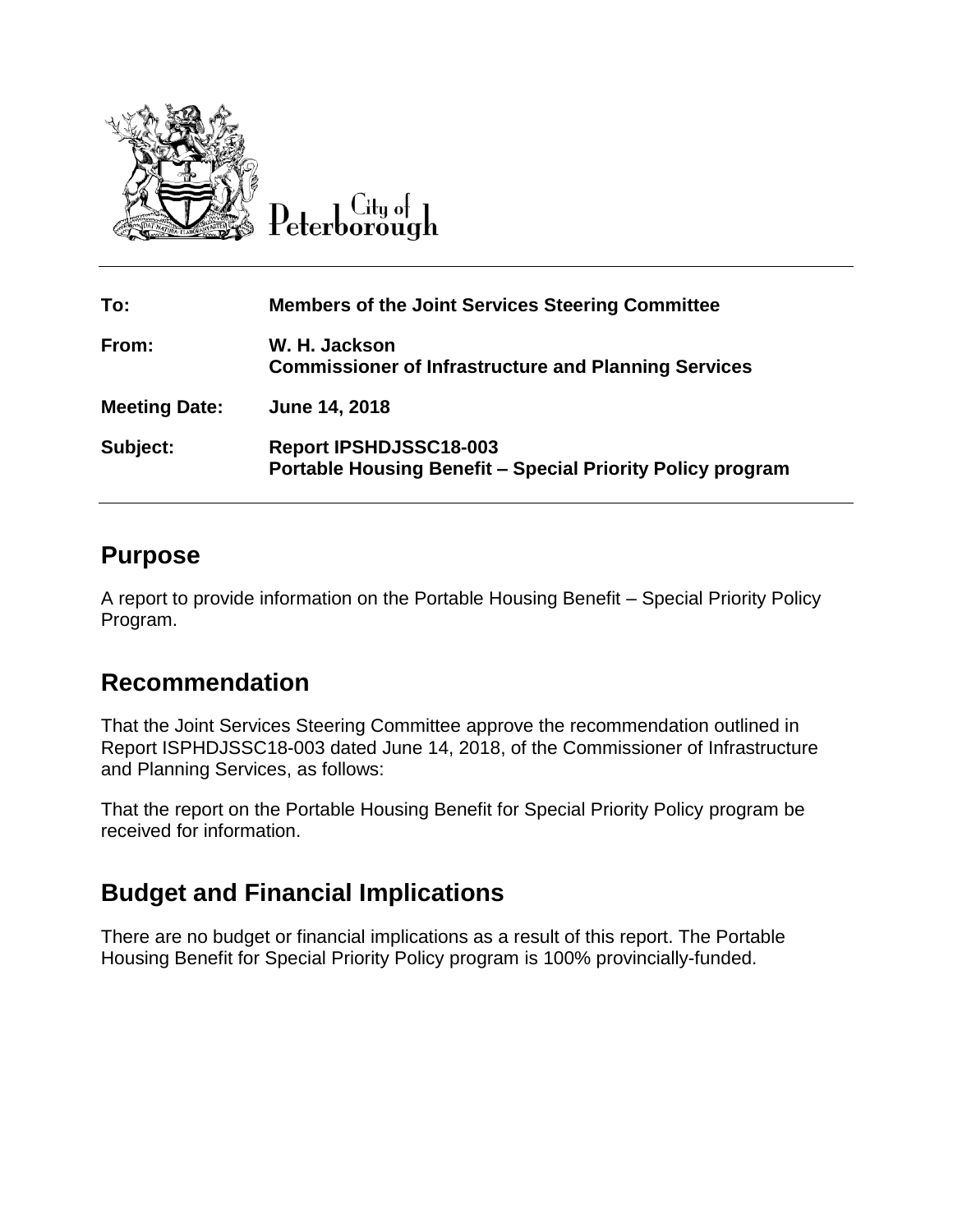City of Peterborough

| | |
|---|---|
| **To:** | **Members of the Joint Services Steering Committee** |
| **From:** | **W. H. Jackson**<br>**Commissioner of Infrastructure and Planning Services** |
| **Meeting Date:** | **June 14, 2018** |
| **Subject:** | **Report IPSHDJSSC18-003**<br>**Portable Housing Benefit – Special Priority Policy program** |

## Purpose

A report to provide information on the Portable Housing Benefit – Special Priority Policy Program.

## Recommendation

That the Joint Services Steering Committee approve the recommendation outlined in Report ISPHDJSSC18-003 dated June 14, 2018, of the Commissioner of Infrastructure and Planning Services, as follows:

That the report on the Portable Housing Benefit for Special Priority Policy program be received for information.

## Budget and Financial Implications

There are no budget or financial implications as a result of this report. The Portable Housing Benefit for Special Priority Policy program is 100% provincially-funded.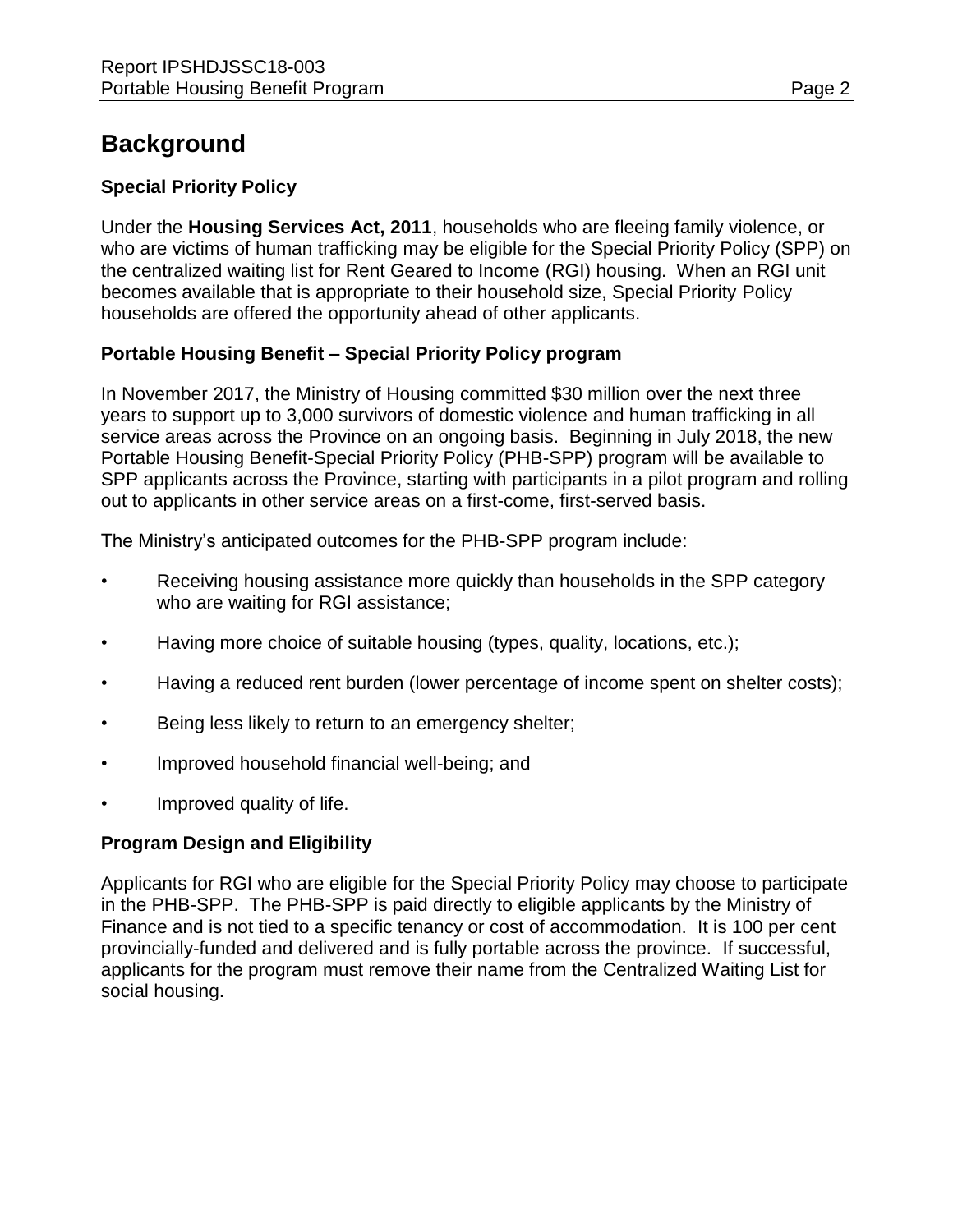# Background

### Special Priority Policy

Under the **Housing Services Act, 2011**, households who are fleeing family violence, or who are victims of human trafficking may be eligible for the Special Priority Policy (SPP) on the centralized waiting list for Rent Geared to Income (RGI) housing. When an RGI unit becomes available that is appropriate to their household size, Special Priority Policy households are offered the opportunity ahead of other applicants.

### Portable Housing Benefit – Special Priority Policy program

In November 2017, the Ministry of Housing committed $30 million over the next three years to support up to 3,000 survivors of domestic violence and human trafficking in all service areas across the Province on an ongoing basis. Beginning in July 2018, the new Portable Housing Benefit-Special Priority Policy (PHB-SPP) program will be available to SPP applicants across the Province, starting with participants in a pilot program and rolling out to applicants in other service areas on a first-come, first-served basis.

The Ministry's anticipated outcomes for the PHB-SPP program include:

- Receiving housing assistance more quickly than households in the SPP category who are waiting for RGI assistance;
- Having more choice of suitable housing (types, quality, locations, etc.);
- Having a reduced rent burden (lower percentage of income spent on shelter costs);
- Being less likely to return to an emergency shelter;
- Improved household financial well-being; and
- Improved quality of life.

### Program Design and Eligibility

Applicants for RGI who are eligible for the Special Priority Policy may choose to participate in the PHB-SPP. The PHB-SPP is paid directly to eligible applicants by the Ministry of Finance and is not tied to a specific tenancy or cost of accommodation. It is 100 per cent provincially-funded and delivered and is fully portable across the province. If successful, applicants for the program must remove their name from the Centralized Waiting List for social housing.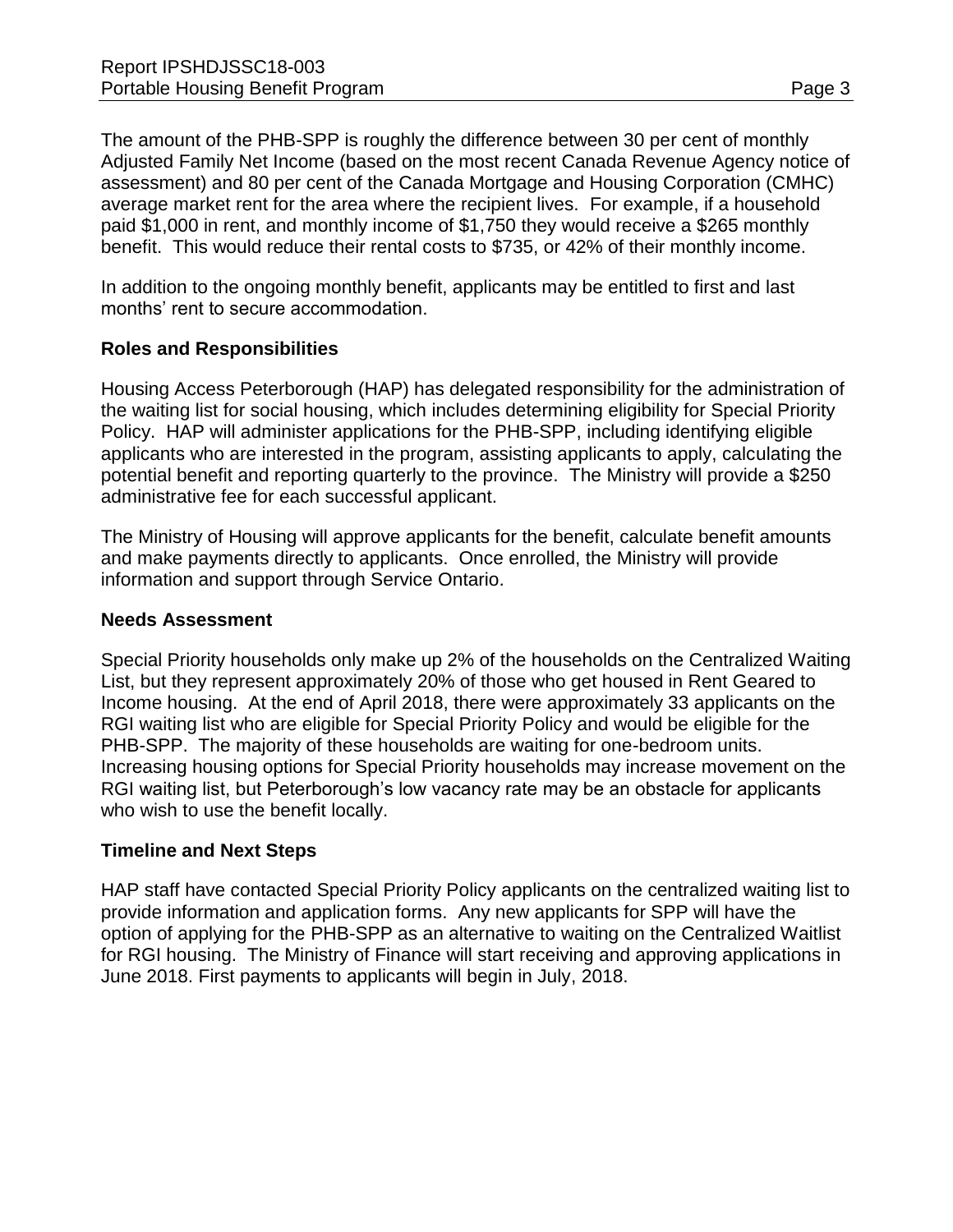The amount of the PHB-SPP is roughly the difference between 30 per cent of monthly Adjusted Family Net Income (based on the most recent Canada Revenue Agency notice of assessment) and 80 per cent of the Canada Mortgage and Housing Corporation (CMHC) average market rent for the area where the recipient lives. For example, if a household paid $1,000 in rent, and monthly income of $1,750 they would receive a $265 monthly benefit. This would reduce their rental costs to $735, or 42% of their monthly income.

In addition to the ongoing monthly benefit, applicants may be entitled to first and last months' rent to secure accommodation.

**Roles and Responsibilities**

Housing Access Peterborough (HAP) has delegated responsibility for the administration of the waiting list for social housing, which includes determining eligibility for Special Priority Policy. HAP will administer applications for the PHB-SPP, including identifying eligible applicants who are interested in the program, assisting applicants to apply, calculating the potential benefit and reporting quarterly to the province. The Ministry will provide a $250 administrative fee for each successful applicant.

The Ministry of Housing will approve applicants for the benefit, calculate benefit amounts and make payments directly to applicants. Once enrolled, the Ministry will provide information and support through Service Ontario.

**Needs Assessment**

Special Priority households only make up 2% of the households on the Centralized Waiting List, but they represent approximately 20% of those who get housed in Rent Geared to Income housing. At the end of April 2018, there were approximately 33 applicants on the RGI waiting list who are eligible for Special Priority Policy and would be eligible for the PHB-SPP. The majority of these households are waiting for one-bedroom units. Increasing housing options for Special Priority households may increase movement on the RGI waiting list, but Peterborough's low vacancy rate may be an obstacle for applicants who wish to use the benefit locally.

**Timeline and Next Steps**

HAP staff have contacted Special Priority Policy applicants on the centralized waiting list to provide information and application forms. Any new applicants for SPP will have the option of applying for the PHB-SPP as an alternative to waiting on the Centralized Waitlist for RGI housing. The Ministry of Finance will start receiving and approving applications in June 2018. First payments to applicants will begin in July, 2018.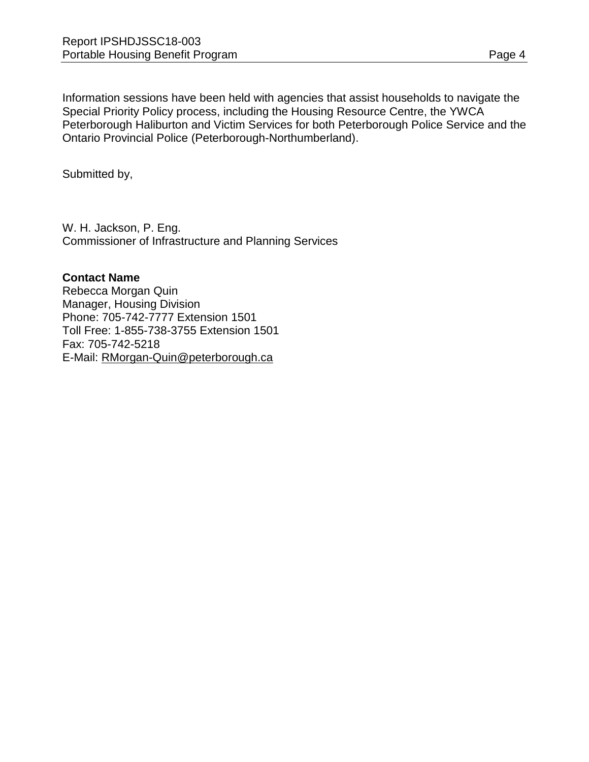Information sessions have been held with agencies that assist households to navigate the Special Priority Policy process, including the Housing Resource Centre, the YWCA Peterborough Haliburton and Victim Services for both Peterborough Police Service and the Ontario Provincial Police (Peterborough-Northumberland).

Submitted by,

W. H. Jackson, P. Eng.
Commissioner of Infrastructure and Planning Services

**Contact Name**
Rebecca Morgan Quin
Manager, Housing Division
Phone: 705-742-7777 Extension 1501
Toll Free: 1-855-738-3755 Extension 1501
Fax: 705-742-5218
E-Mail: RMorgan-Quin@peterborough.ca